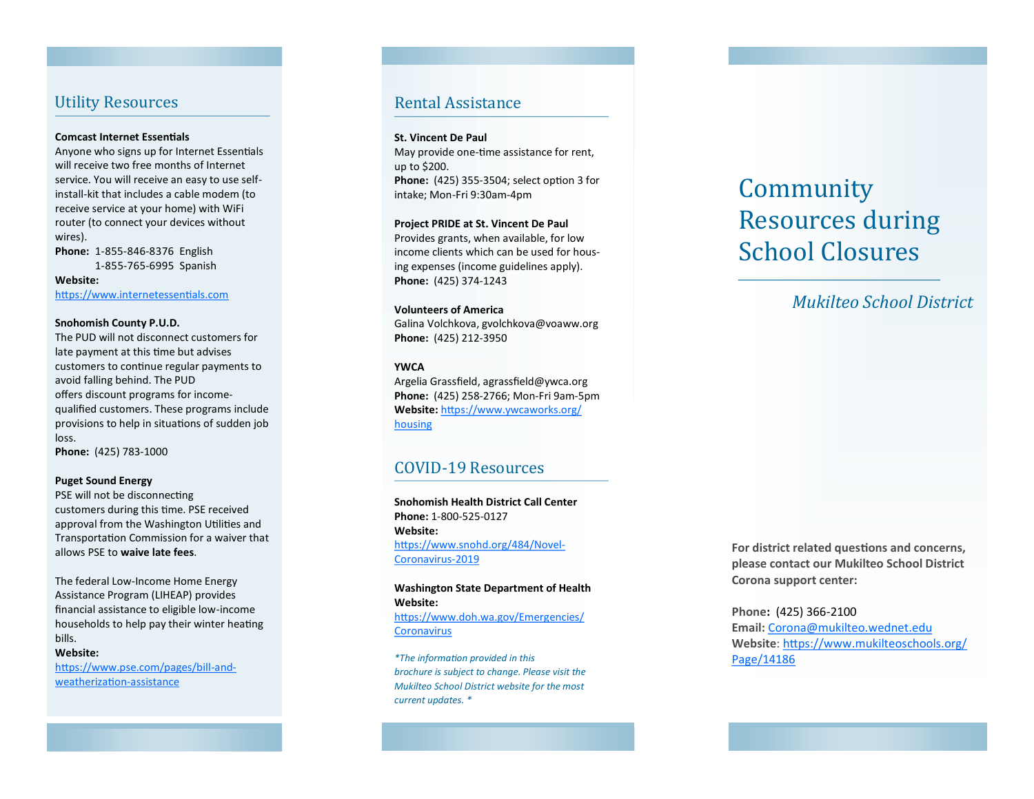## Utility Resources

**Comcast Internet Essentials**
Anyone who signs up for Internet Essentials will receive two free months of Internet service. You will receive an easy to use self-install-kit that includes a cable modem (to receive service at your home) with WiFi router (to connect your devices without wires).
**Phone:** 1-855-846-8376 English
1-855-765-6995 Spanish
**Website:**
https://www.internetessentials.com

**Snohomish County P.U.D.**
The PUD will not disconnect customers for late payment at this time but advises customers to continue regular payments to avoid falling behind. The PUD offers discount programs for income-qualified customers. These programs include provisions to help in situations of sudden job loss.
**Phone:** (425) 783-1000

**Puget Sound Energy**
PSE will not be disconnecting customers during this time. PSE received approval from the Washington Utilities and Transportation Commission for a waiver that allows PSE to **waive late fees**.

The federal Low-Income Home Energy Assistance Program (LIHEAP) provides financial assistance to eligible low-income households to help pay their winter heating bills.
**Website:**
https://www.pse.com/pages/bill-and-weatherization-assistance

## Rental Assistance

**St. Vincent De Paul**
May provide one-time assistance for rent, up to $200.
**Phone:** (425) 355-3504; select option 3 for intake; Mon-Fri 9:30am-4pm

**Project PRIDE at St. Vincent De Paul**
Provides grants, when available, for low income clients which can be used for housing expenses (income guidelines apply).
**Phone:** (425) 374-1243

**Volunteers of America**
Galina Volchkova, gvolchkova@voaww.org
**Phone:** (425) 212-3950

**YWCA**
Argelia Grassfield, agrassfield@ywca.org
**Phone:** (425) 258-2766; Mon-Fri 9am-5pm
**Website:** https://www.ywcaworks.org/housing

## COVID-19 Resources

**Snohomish Health District Call Center**
**Phone:** 1-800-525-0127
**Website:**
https://www.snohd.org/484/Novel-Coronavirus-2019

**Washington State Department of Health**
**Website:**
https://www.doh.wa.gov/Emergencies/Coronavirus

*\*The information provided in this brochure is subject to change. Please visit the Mukilteo School District website for the most current updates. \**

# Community Resources during School Closures

*Mukilteo School District*

**For district related questions and concerns, please contact our Mukilteo School District Corona support center:**

**Phone:** (425) 366-2100
**Email:** Corona@mukilteo.wednet.edu
**Website**: https://www.mukilteoschools.org/Page/14186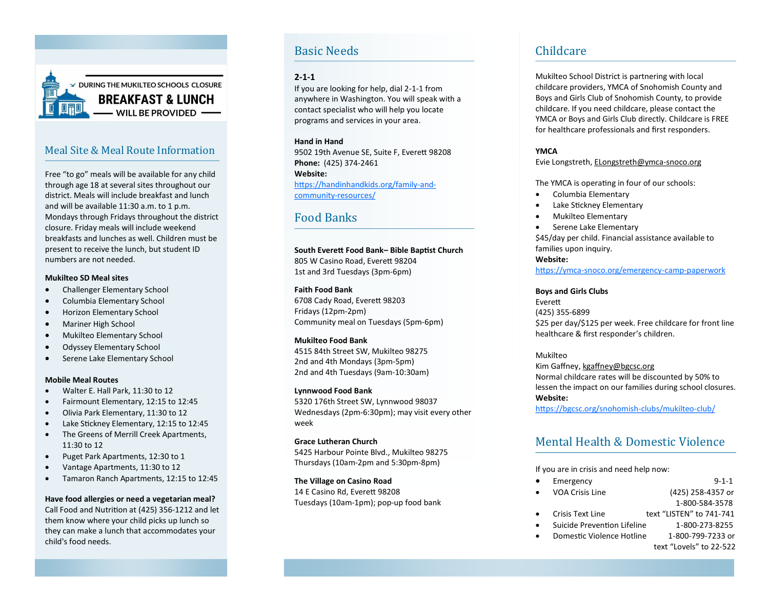DURING THE MUKILTEO SCHOOLS CLOSURE

**BREAKFAST & LUNCH**

WILL BE PROVIDED

## Meal Site & Meal Route Information

Free "to go" meals will be available for any child through age 18 at several sites throughout our district. Meals will include breakfast and lunch and will be available 11:30 a.m. to 1 p.m. Mondays through Fridays throughout the district closure. Friday meals will include weekend breakfasts and lunches as well. Children must be present to receive the lunch, but student ID numbers are not needed.

**Mukilteo SD Meal sites**

- Challenger Elementary School
- Columbia Elementary School
- Horizon Elementary School
- Mariner High School
- Mukilteo Elementary School
- Odyssey Elementary School
- Serene Lake Elementary School

**Mobile Meal Routes**

- Walter E. Hall Park, 11:30 to 12
- Fairmount Elementary, 12:15 to 12:45
- Olivia Park Elementary, 11:30 to 12
- Lake Stickney Elementary, 12:15 to 12:45
- The Greens of Merrill Creek Apartments, 11:30 to 12
- Puget Park Apartments, 12:30 to 1
- Vantage Apartments, 11:30 to 12
- Tamaron Ranch Apartments, 12:15 to 12:45

**Have food allergies or need a vegetarian meal?** Call Food and Nutrition at (425) 356-1212 and let them know where your child picks up lunch so they can make a lunch that accommodates your child's food needs.

## Basic Needs

**2-1-1**
If you are looking for help, dial 2-1-1 from anywhere in Washington. You will speak with a contact specialist who will help you locate programs and services in your area.

**Hand in Hand**
9502 19th Avenue SE, Suite F, Everett 98208
**Phone:** (425) 374-2461
**Website:**
https://handinhandkids.org/family-and-community-resources/

## Food Banks

**South Everett Food Bank– Bible Baptist Church**
805 W Casino Road, Everett 98204
1st and 3rd Tuesdays (3pm-6pm)

**Faith Food Bank**
6708 Cady Road, Everett 98203
Fridays (12pm-2pm)
Community meal on Tuesdays (5pm-6pm)

**Mukilteo Food Bank**
4515 84th Street SW, Mukilteo 98275
2nd and 4th Mondays (3pm-5pm)
2nd and 4th Tuesdays (9am-10:30am)

**Lynnwood Food Bank**
5320 176th Street SW, Lynnwood 98037
Wednesdays (2pm-6:30pm); may visit every other week

**Grace Lutheran Church**
5425 Harbour Pointe Blvd., Mukilteo 98275
Thursdays (10am-2pm and 5:30pm-8pm)

**The Village on Casino Road**
14 E Casino Rd, Everett 98208
Tuesdays (10am-1pm); pop-up food bank

## Childcare

Mukilteo School District is partnering with local childcare providers, YMCA of Snohomish County and Boys and Girls Club of Snohomish County, to provide childcare. If you need childcare, please contact the YMCA or Boys and Girls Club directly. Childcare is FREE for healthcare professionals and first responders.

**YMCA**
Evie Longstreth, ELongstreth@ymca-snoco.org

The YMCA is operating in four of our schools:

- Columbia Elementary
- Lake Stickney Elementary
- Mukilteo Elementary
- Serene Lake Elementary

$45/day per child. Financial assistance available to families upon inquiry.
**Website:**
https://ymca-snoco.org/emergency-camp-paperwork

**Boys and Girls Clubs**
Everett
(425) 355-6899
$25 per day/$125 per week. Free childcare for front line healthcare & first responder's children.

Mukilteo
Kim Gaffney, kgaffney@bgcsc.org
Normal childcare rates will be discounted by 50% to lessen the impact on our families during school closures.
**Website:**
https://bgcsc.org/snohomish-clubs/mukilteo-club/

## Mental Health & Domestic Violence

If you are in crisis and need help now:

- Emergency — 9-1-1
- VOA Crisis Line — (425) 258-4357 or 1-800-584-3578
- Crisis Text Line — text "LISTEN" to 741-741
- Suicide Prevention Lifeline — 1-800-273-8255
- Domestic Violence Hotline — 1-800-799-7233 or text "Lovels" to 22-522